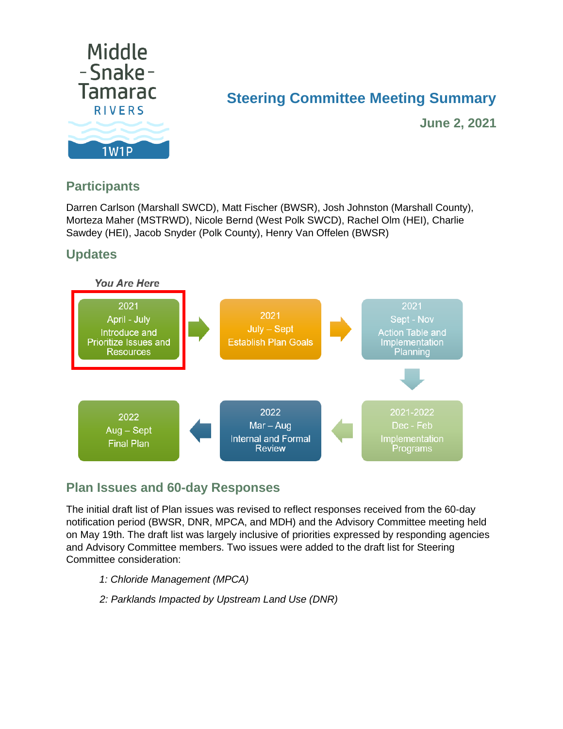# Steering Committee Meeting Summary

**June 2, 2021**

## Participants

Darren Carlson (Marshall SWCD), Matt Fischer (BWSR), Josh Johnston (Marshall County), Morteza Maher (MSTRWD), Nicole Bernd (West Polk SWCD), Rachel Olm (HEI), Charlie Sawdey (HEI), Jacob Snyder (Polk County), Henry Van Offelen (BWSR)

## Updates

*You Are Here*

- **2021 April - July:** Introduce and Prioritize Issues and Resources (You Are Here)
- **2021 July – Sept:** Establish Plan Goals
- **2021 Sept - Nov:** Action Table and Implementation Planning
- **2021-2022 Dec - Feb:** Implementation Programs
- **2022 Mar – Aug:** Internal and Formal Review
- **2022 Aug – Sept:** Final Plan

## Plan Issues and 60-day Responses

The initial draft list of Plan issues was revised to reflect responses received from the 60-day notification period (BWSR, DNR, MPCA, and MDH) and the Advisory Committee meeting held on May 19th. The draft list was largely inclusive of priorities expressed by responding agencies and Advisory Committee members. Two issues were added to the draft list for Steering Committee consideration:

*1: Chloride Management (MPCA)*

*2: Parklands Impacted by Upstream Land Use (DNR)*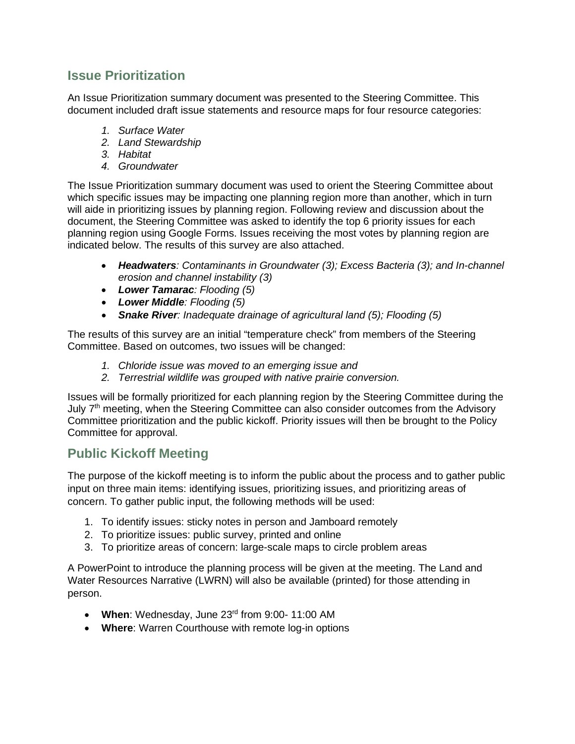## Issue Prioritization

An Issue Prioritization summary document was presented to the Steering Committee. This document included draft issue statements and resource maps for four resource categories:

1. *Surface Water*
2. *Land Stewardship*
3. *Habitat*
4. *Groundwater*

The Issue Prioritization summary document was used to orient the Steering Committee about which specific issues may be impacting one planning region more than another, which in turn will aide in prioritizing issues by planning region. Following review and discussion about the document, the Steering Committee was asked to identify the top 6 priority issues for each planning region using Google Forms. Issues receiving the most votes by planning region are indicated below. The results of this survey are also attached.

- ***Headwaters****: Contaminants in Groundwater (3); Excess Bacteria (3); and In-channel erosion and channel instability (3)*
- ***Lower Tamarac****: Flooding (5)*
- ***Lower Middle****: Flooding (5)*
- ***Snake River****: Inadequate drainage of agricultural land (5); Flooding (5)*

The results of this survey are an initial "temperature check" from members of the Steering Committee. Based on outcomes, two issues will be changed:

1. *Chloride issue was moved to an emerging issue and*
2. *Terrestrial wildlife was grouped with native prairie conversion.*

Issues will be formally prioritized for each planning region by the Steering Committee during the July 7th meeting, when the Steering Committee can also consider outcomes from the Advisory Committee prioritization and the public kickoff. Priority issues will then be brought to the Policy Committee for approval.

## Public Kickoff Meeting

The purpose of the kickoff meeting is to inform the public about the process and to gather public input on three main items: identifying issues, prioritizing issues, and prioritizing areas of concern. To gather public input, the following methods will be used:

1. To identify issues: sticky notes in person and Jamboard remotely
2. To prioritize issues: public survey, printed and online
3. To prioritize areas of concern: large-scale maps to circle problem areas

A PowerPoint to introduce the planning process will be given at the meeting. The Land and Water Resources Narrative (LWRN) will also be available (printed) for those attending in person.

- **When**: Wednesday, June 23rd from 9:00- 11:00 AM
- **Where**: Warren Courthouse with remote log-in options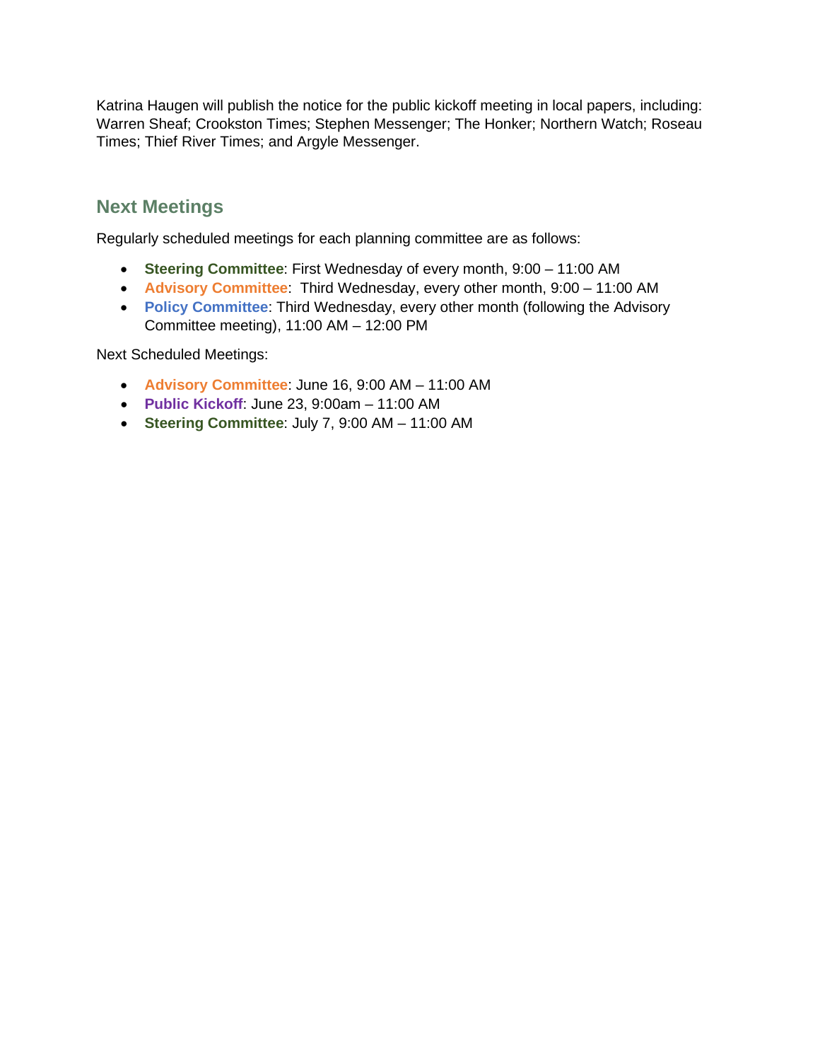Katrina Haugen will publish the notice for the public kickoff meeting in local papers, including: Warren Sheaf; Crookston Times; Stephen Messenger; The Honker; Northern Watch; Roseau Times; Thief River Times; and Argyle Messenger.

## Next Meetings

Regularly scheduled meetings for each planning committee are as follows:

- **Steering Committee**: First Wednesday of every month, 9:00 – 11:00 AM
- **Advisory Committee**: Third Wednesday, every other month, 9:00 – 11:00 AM
- **Policy Committee**: Third Wednesday, every other month (following the Advisory Committee meeting), 11:00 AM – 12:00 PM

Next Scheduled Meetings:

- **Advisory Committee**: June 16, 9:00 AM – 11:00 AM
- **Public Kickoff**: June 23, 9:00am – 11:00 AM
- **Steering Committee**: July 7, 9:00 AM – 11:00 AM